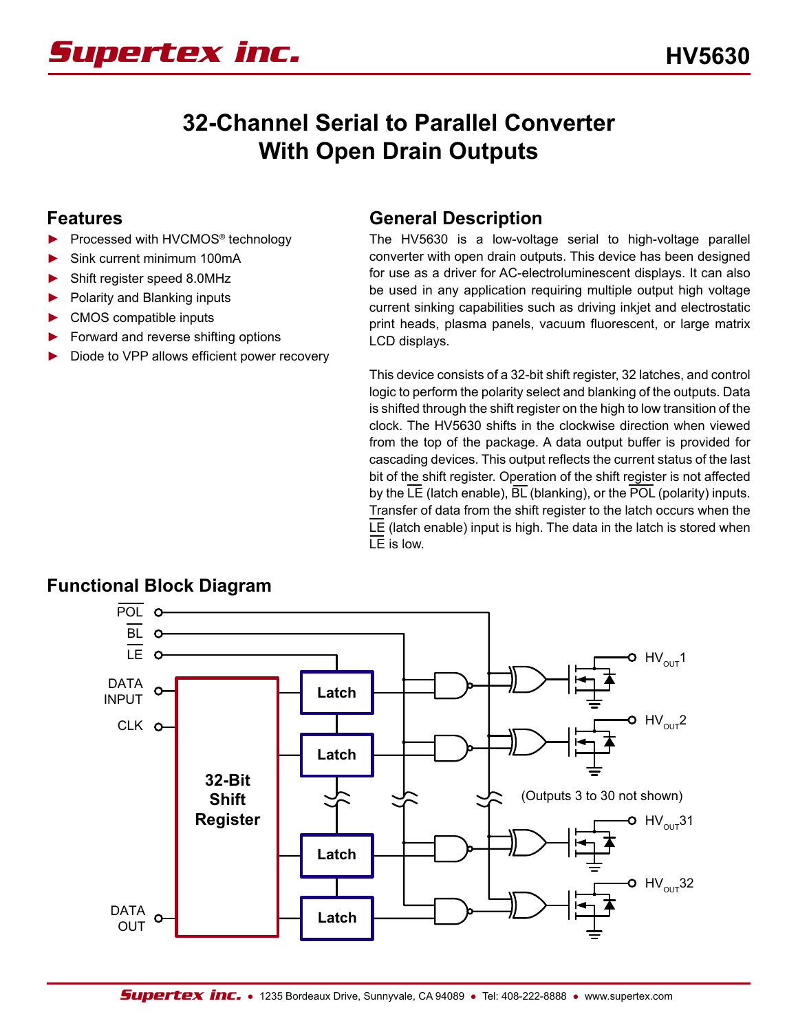# HV5630

## 32-Channel Serial to Parallel Converter With Open Drain Outputs

### Features

- Processed with HVCMOS® technology
- Sink current minimum 100mA
- Shift register speed 8.0MHz
- Polarity and Blanking inputs
- CMOS compatible inputs
- Forward and reverse shifting options
- Diode to VPP allows efficient power recovery

### General Description

The HV5630 is a low-voltage serial to high-voltage parallel converter with open drain outputs. This device has been designed for use as a driver for AC-electroluminescent displays. It can also be used in any application requiring multiple output high voltage current sinking capabilities such as driving inkjet and electrostatic print heads, plasma panels, vacuum fluorescent, or large matrix LCD displays.

This device consists of a 32-bit shift register, 32 latches, and control logic to perform the polarity select and blanking of the outputs. Data is shifted through the shift register on the high to low transition of the clock. The HV5630 shifts in the clockwise direction when viewed from the top of the package. A data output buffer is provided for cascading devices. This output reflects the current status of the last bit of the shift register. Operation of the shift register is not affected by the $\overline{LE}$ (latch enable), $\overline{BL}$ (blanking), or the $\overline{POL}$ (polarity) inputs. Transfer of data from the shift register to the latch occurs when the $\overline{LE}$ (latch enable) input is high. The data in the latch is stored when $\overline{LE}$ is low.

### Functional Block Diagram

$\overline{POL}$, $\overline{BL}$, $\overline{LE}$, DATA INPUT, CLK, DATA OUT

32-Bit Shift Register

Latch

$HV_{OUT}1$, $HV_{OUT}2$, $HV_{OUT}31$, $HV_{OUT}32$

(Outputs 3 to 30 not shown)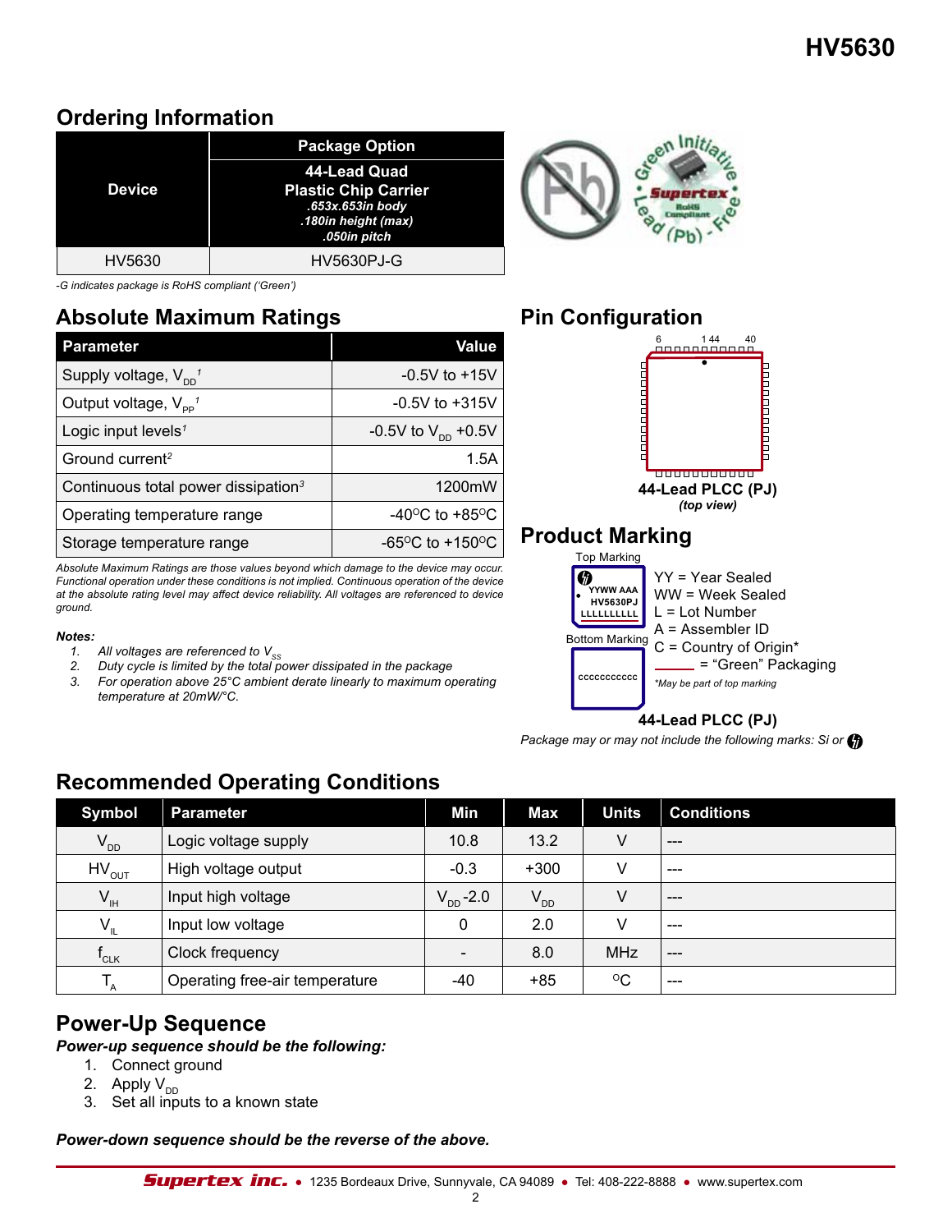## Ordering Information

| Device | Package Option |
|---|---|
| | 44-Lead Quad Plastic Chip Carrier *.653x.653in body* *.180in height (max)* *.050in pitch* |
| HV5630 | HV5630PJ-G |

*-G indicates package is RoHS compliant ('Green')*

## Absolute Maximum Ratings

| Parameter | Value |
|---|---|
| Supply voltage, $V_{DD}$[1] | -0.5V to +15V |
| Output voltage, $V_{PP}$[1] | -0.5V to +315V |
| Logic input levels[1] | -0.5V to $V_{DD}$ +0.5V |
| Ground current[2] | 1.5A |
| Continuous total power dissipation[3] | 1200mW |
| Operating temperature range | -40°C to +85°C |
| Storage temperature range | -65°C to +150°C |

*Absolute Maximum Ratings are those values beyond which damage to the device may occur. Functional operation under these conditions is not implied. Continuous operation of the device at the absolute rating level may affect device reliability. All voltages are referenced to device ground.*

**Notes:**

1. *All voltages are referenced to $V_{SS}$*
2. *Duty cycle is limited by the total power dissipated in the package*
3. *For operation above 25°C ambient derate linearly to maximum operating temperature at 20mW/°C.*

## Pin Configuration

6 1 44 40

**44-Lead PLCC (PJ)**
***(top view)***

## Product Marking

Top Marking

YYWW AAA
HV5630PJ
LLLLLLLLLL

Bottom Marking

CCCCCCCCCCC

YY = Year Sealed
WW = Week Sealed
L = Lot Number
A = Assembler ID
C = Country of Origin*
____ = "Green" Packaging

*\*May be part of top marking*

**44-Lead PLCC (PJ)**

*Package may or may not include the following marks: Si or*

## Recommended Operating Conditions

| Symbol | Parameter | Min | Max | Units | Conditions |
|---|---|---|---|---|---|
| $V_{DD}$ | Logic voltage supply | 10.8 | 13.2 | V | --- |
| $HV_{OUT}$ | High voltage output | -0.3 | +300 | V | --- |
| $V_{IH}$ | Input high voltage | $V_{DD}$ -2.0 | $V_{DD}$ | V | --- |
| $V_{IL}$ | Input low voltage | 0 | 2.0 | V | --- |
| $f_{CLK}$ | Clock frequency | - | 8.0 | MHz | --- |
| $T_A$ | Operating free-air temperature | -40 | +85 | °C | --- |

## Power-Up Sequence

***Power-up sequence should be the following:***

1. Connect ground
2. Apply $V_{DD}$
3. Set all inputs to a known state

***Power-down sequence should be the reverse of the above.***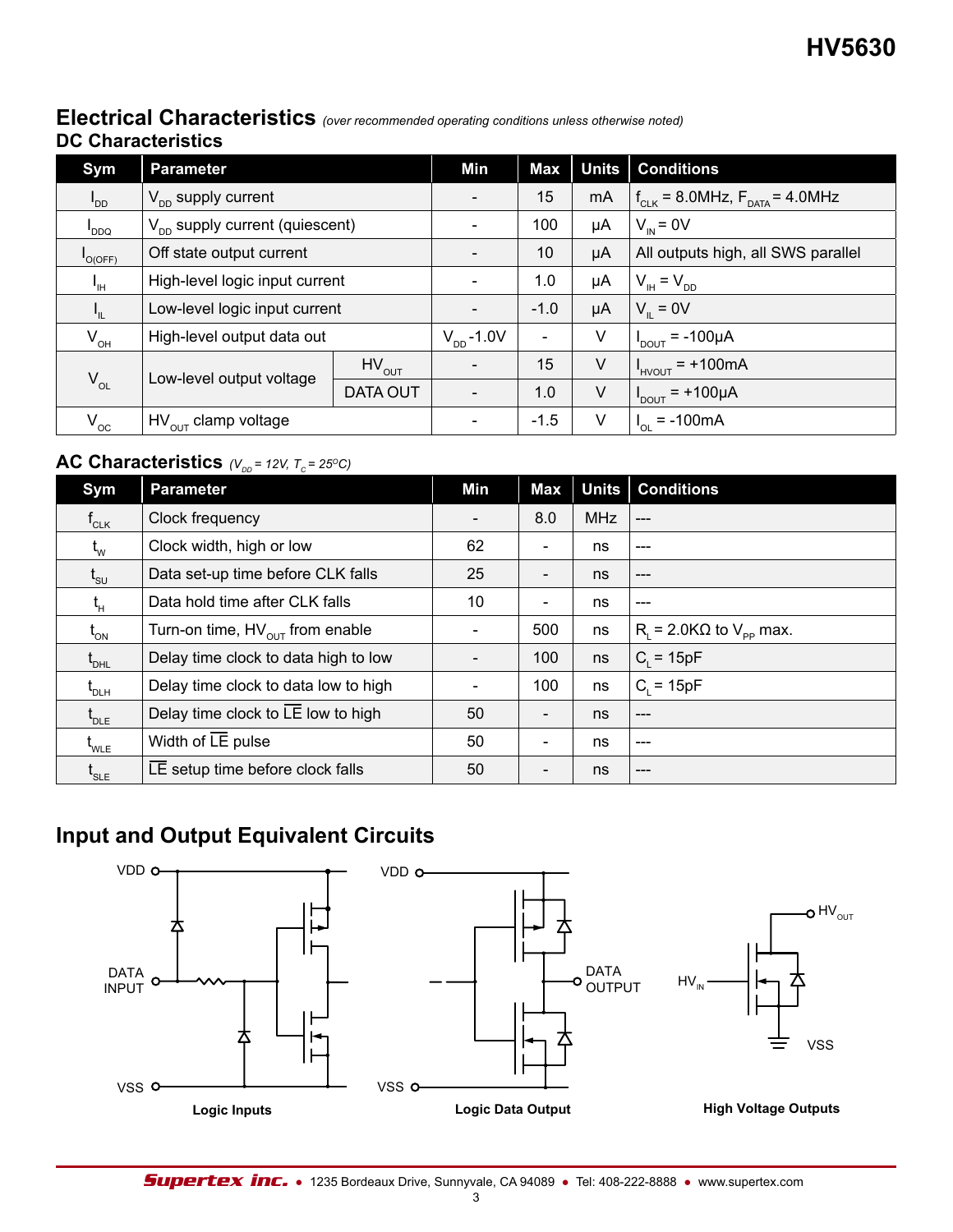## Electrical Characteristics *(over recommended operating conditions unless otherwise noted)*

### DC Characteristics

| Sym | Parameter | | Min | Max | Units | Conditions |
|---|---|---|---|---|---|---|
| $I_{DD}$ | $V_{DD}$ supply current | | - | 15 | mA | $f_{CLK}$ = 8.0MHz, $F_{DATA}$ = 4.0MHz |
| $I_{DDQ}$ | $V_{DD}$ supply current (quiescent) | | - | 100 | µA | $V_{IN}$ = 0V |
| $I_{O(OFF)}$ | Off state output current | | - | 10 | µA | All outputs high, all SWS parallel |
| $I_{IH}$ | High-level logic input current | | - | 1.0 | µA | $V_{IH}$ = $V_{DD}$ |
| $I_{IL}$ | Low-level logic input current | | - | -1.0 | µA | $V_{IL}$ = 0V |
| $V_{OH}$ | High-level output data out | | $V_{DD}$ -1.0V | - | V | $I_{DOUT}$ = -100µA |
| $V_{OL}$ | Low-level output voltage | $HV_{OUT}$ | - | 15 | V | $I_{HVOUT}$ = +100mA |
| | | DATA OUT | - | 1.0 | V | $I_{DOUT}$ = +100µA |
| $V_{OC}$ | $HV_{OUT}$ clamp voltage | | - | -1.5 | V | $I_{OL}$ = -100mA |

### AC Characteristics *($V_{DD}$ = 12V, $T_C$ = 25°C)*

| Sym | Parameter | Min | Max | Units | Conditions |
|---|---|---|---|---|---|
| $f_{CLK}$ | Clock frequency | - | 8.0 | MHz | --- |
| $t_W$ | Clock width, high or low | 62 | - | ns | --- |
| $t_{SU}$ | Data set-up time before CLK falls | 25 | - | ns | --- |
| $t_H$ | Data hold time after CLK falls | 10 | - | ns | --- |
| $t_{ON}$ | Turn-on time, $HV_{OUT}$ from enable | - | 500 | ns | $R_L$ = 2.0KΩ to $V_{PP}$ max. |
| $t_{DHL}$ | Delay time clock to data high to low | - | 100 | ns | $C_L$ = 15pF |
| $t_{DLH}$ | Delay time clock to data low to high | - | 100 | ns | $C_L$ = 15pF |
| $t_{DLE}$ | Delay time clock to $\overline{LE}$ low to high | 50 | - | ns | --- |
| $t_{WLE}$ | Width of $\overline{LE}$ pulse | 50 | - | ns | --- |
| $t_{SLE}$ | $\overline{LE}$ setup time before clock falls | 50 | - | ns | --- |

## Input and Output Equivalent Circuits

VDD
DATA INPUT
VSS
**Logic Inputs**

VDD
DATA OUTPUT
VSS
**Logic Data Output**

$HV_{OUT}$
$HV_{IN}$
VSS
**High Voltage Outputs**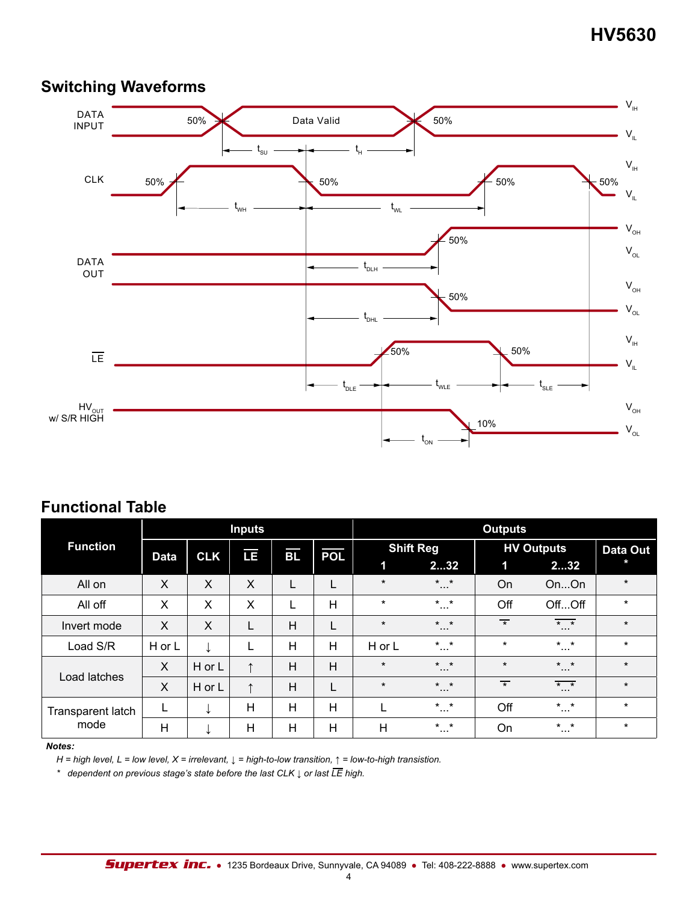## Switching Waveforms

DATA INPUT
50%
Data Valid
50%
$V_{IH}$
$V_{IL}$
$t_{SU}$
$t_H$

CLK
50%
50%
50%
50%
$V_{IH}$
$V_{IL}$
$t_{WH}$
$t_{WL}$

DATA OUT
50%
$V_{OH}$
$V_{OL}$
$t_{DLH}$
50%
$V_{OH}$
$V_{OL}$
$t_{DHL}$

$\overline{LE}$
50%
50%
$V_{IH}$
$V_{IL}$
$t_{DLE}$
$t_{WLE}$
$t_{SLE}$

$HV_{OUT}$ w/ S/R HIGH
10%
$V_{OH}$
$V_{OL}$
$t_{ON}$

## Functional Table

| Function | Inputs | | | | | Outputs | | | | |
|---|---|---|---|---|---|---|---|---|---|---|
| | Data | CLK | $\overline{LE}$ | $\overline{BL}$ | $\overline{POL}$ | Shift Reg 1 | Shift Reg 2...32 | HV Outputs 1 | HV Outputs 2...32 | Data Out * |
| All on | X | X | X | L | L | * | *...* | On | On...On | * |
| All off | X | X | X | L | H | * | *...* | Off | Off...Off | * |
| Invert mode | X | X | L | H | L | * | *...* | $\overline{*}$ | $\overline{*...*}$ | * |
| Load S/R | H or L | ↓ | L | H | H | H or L | *...* | * | *...* | * |
| Load latches | X | H or L | ↑ | H | H | * | *...* | * | *...* | * |
| | X | H or L | ↑ | H | L | * | *...* | $\overline{*}$ | $\overline{*...*}$ | * |
| Transparent latch mode | L | ↓ | H | H | H | L | *...* | Off | *...* | * |
| | H | ↓ | H | H | H | H | *...* | On | *...* | * |

***Notes:***

*H = high level, L = low level, X = irrelevant, ↓ = high-to-low transition, ↑ = low-to-high transistion.*

\* *dependent on previous stage's state before the last CLK ↓ or last $\overline{LE}$ high.*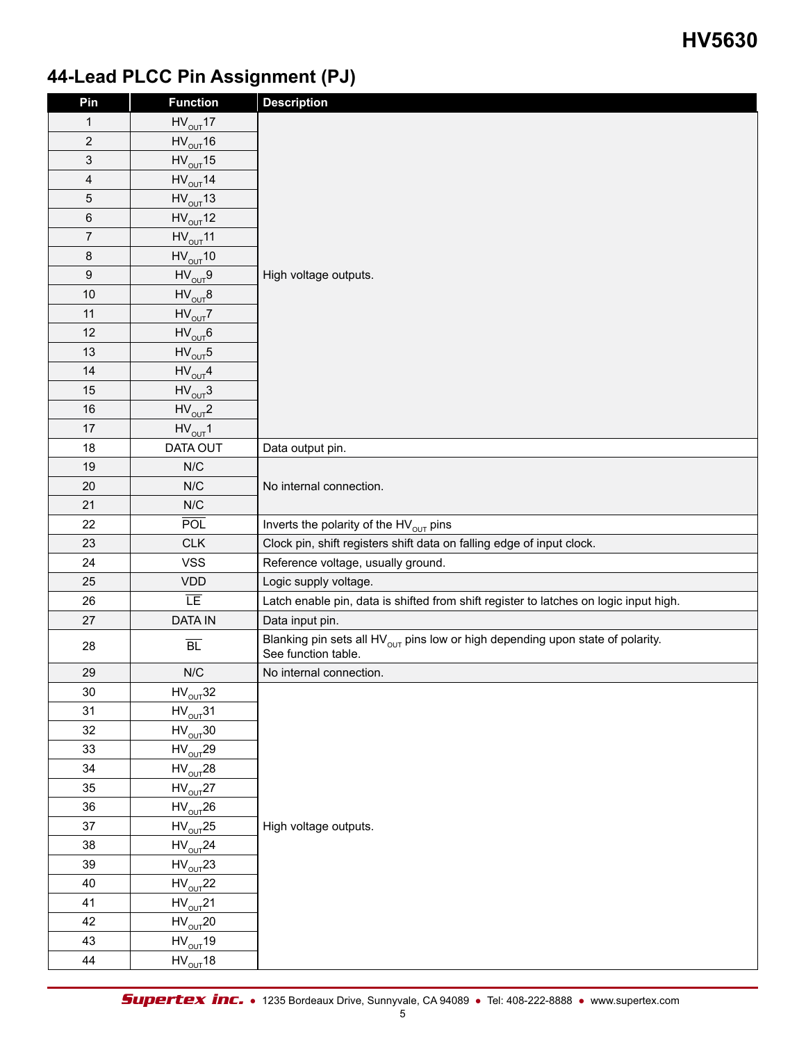## 44-Lead PLCC Pin Assignment (PJ)

| Pin | Function | Description |
|---|---|---|
| 1 | $HV_{OUT}$17 | High voltage outputs. |
| 2 | $HV_{OUT}$16 | |
| 3 | $HV_{OUT}$15 | |
| 4 | $HV_{OUT}$14 | |
| 5 | $HV_{OUT}$13 | |
| 6 | $HV_{OUT}$12 | |
| 7 | $HV_{OUT}$11 | |
| 8 | $HV_{OUT}$10 | |
| 9 | $HV_{OUT}$9 | |
| 10 | $HV_{OUT}$8 | |
| 11 | $HV_{OUT}$7 | |
| 12 | $HV_{OUT}$6 | |
| 13 | $HV_{OUT}$5 | |
| 14 | $HV_{OUT}$4 | |
| 15 | $HV_{OUT}$3 | |
| 16 | $HV_{OUT}$2 | |
| 17 | $HV_{OUT}$1 | |
| 18 | DATA OUT | Data output pin. |
| 19 | N/C | No internal connection. |
| 20 | N/C | |
| 21 | N/C | |
| 22 | $\overline{POL}$ | Inverts the polarity of the $HV_{OUT}$ pins |
| 23 | CLK | Clock pin, shift registers shift data on falling edge of input clock. |
| 24 | VSS | Reference voltage, usually ground. |
| 25 | VDD | Logic supply voltage. |
| 26 | $\overline{LE}$ | Latch enable pin, data is shifted from shift register to latches on logic input high. |
| 27 | DATA IN | Data input pin. |
| 28 | $\overline{BL}$ | Blanking pin sets all $HV_{OUT}$ pins low or high depending upon state of polarity. See function table. |
| 29 | N/C | No internal connection. |
| 30 | $HV_{OUT}$32 | High voltage outputs. |
| 31 | $HV_{OUT}$31 | |
| 32 | $HV_{OUT}$30 | |
| 33 | $HV_{OUT}$29 | |
| 34 | $HV_{OUT}$28 | |
| 35 | $HV_{OUT}$27 | |
| 36 | $HV_{OUT}$26 | |
| 37 | $HV_{OUT}$25 | |
| 38 | $HV_{OUT}$24 | |
| 39 | $HV_{OUT}$23 | |
| 40 | $HV_{OUT}$22 | |
| 41 | $HV_{OUT}$21 | |
| 42 | $HV_{OUT}$20 | |
| 43 | $HV_{OUT}$19 | |
| 44 | $HV_{OUT}$18 | |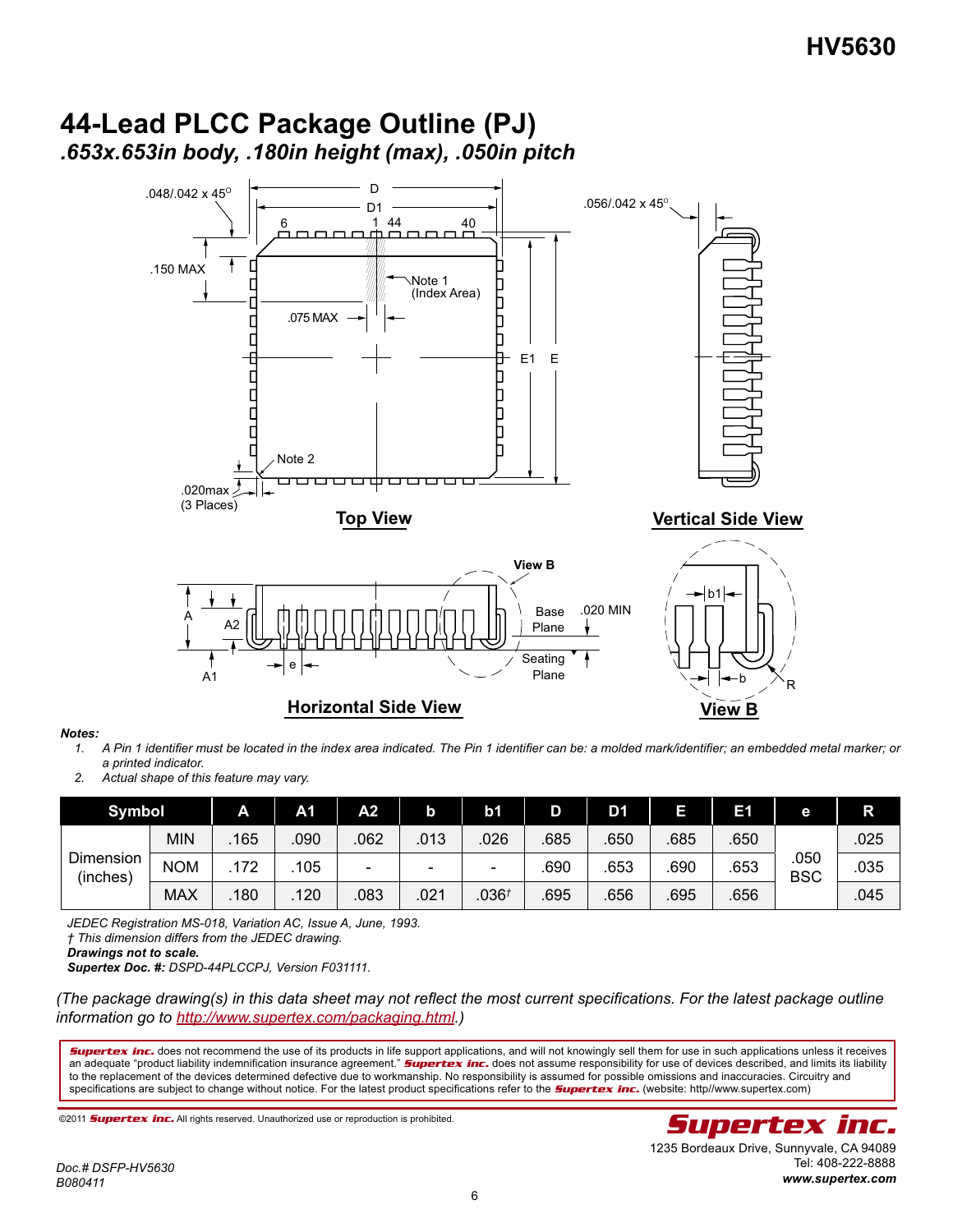# 44-Lead PLCC Package Outline (PJ)

## *.653x.653in body, .180in height (max), .050in pitch*

.048/.042 x 45°
D
D1
6
1 44
40
.150 MAX
Note 1
(Index Area)
.075 MAX
E1 E
Note 2
.020max
(3 Places)

**Top View**

.056/.042 x 45°

**Vertical Side View**

View B
A
A2
A1
e
Base Plane
.020 MIN
Seating Plane

**Horizontal Side View**

b1
b
R

**View B**

***Notes:***

1. *A Pin 1 identifier must be located in the index area indicated. The Pin 1 identifier can be: a molded mark/identifier; an embedded metal marker; or a printed indicator.*
2. *Actual shape of this feature may vary.*

| Symbol | | A | A1 | A2 | b | b1 | D | D1 | E | E1 | e | R |
|---|---|---|---|---|---|---|---|---|---|---|---|---|
| Dimension (inches) | MIN | .165 | .090 | .062 | .013 | .026 | .685 | .650 | .685 | .650 | .050 BSC | .025 |
| | NOM | .172 | .105 | - | - | - | .690 | .653 | .690 | .653 | | .035 |
| | MAX | .180 | .120 | .083 | .021 | .036† | .695 | .656 | .695 | .656 | | .045 |

*JEDEC Registration MS-018, Variation AC, Issue A, June, 1993.*
*† This dimension differs from the JEDEC drawing.*
***Drawings not to scale.***
***Supertex Doc. #:** DSPD-44PLCCPJ, Version F031111.*

*(The package drawing(s) in this data sheet may not reflect the most current specifications. For the latest package outline information go to http://www.supertex.com/packaging.html.)*

**Supertex inc.** does not recommend the use of its products in life support applications, and will not knowingly sell them for use in such applications unless it receives an adequate "product liability indemnification insurance agreement." **Supertex inc.** does not assume responsibility for use of devices described, and limits its liability to the replacement of the devices determined defective due to workmanship. No responsibility is assumed for possible omissions and inaccuracies. Circuitry and specifications are subject to change without notice. For the latest product specifications refer to the **Supertex inc.** (website: http//www.supertex.com)

©2011 **Supertex inc.** All rights reserved. Unauthorized use or reproduction is prohibited.

**Supertex inc.**
1235 Bordeaux Drive, Sunnyvale, CA 94089
Tel: 408-222-8888
***www.supertex.com***

*Doc.# DSFP-HV5630*
*B080411*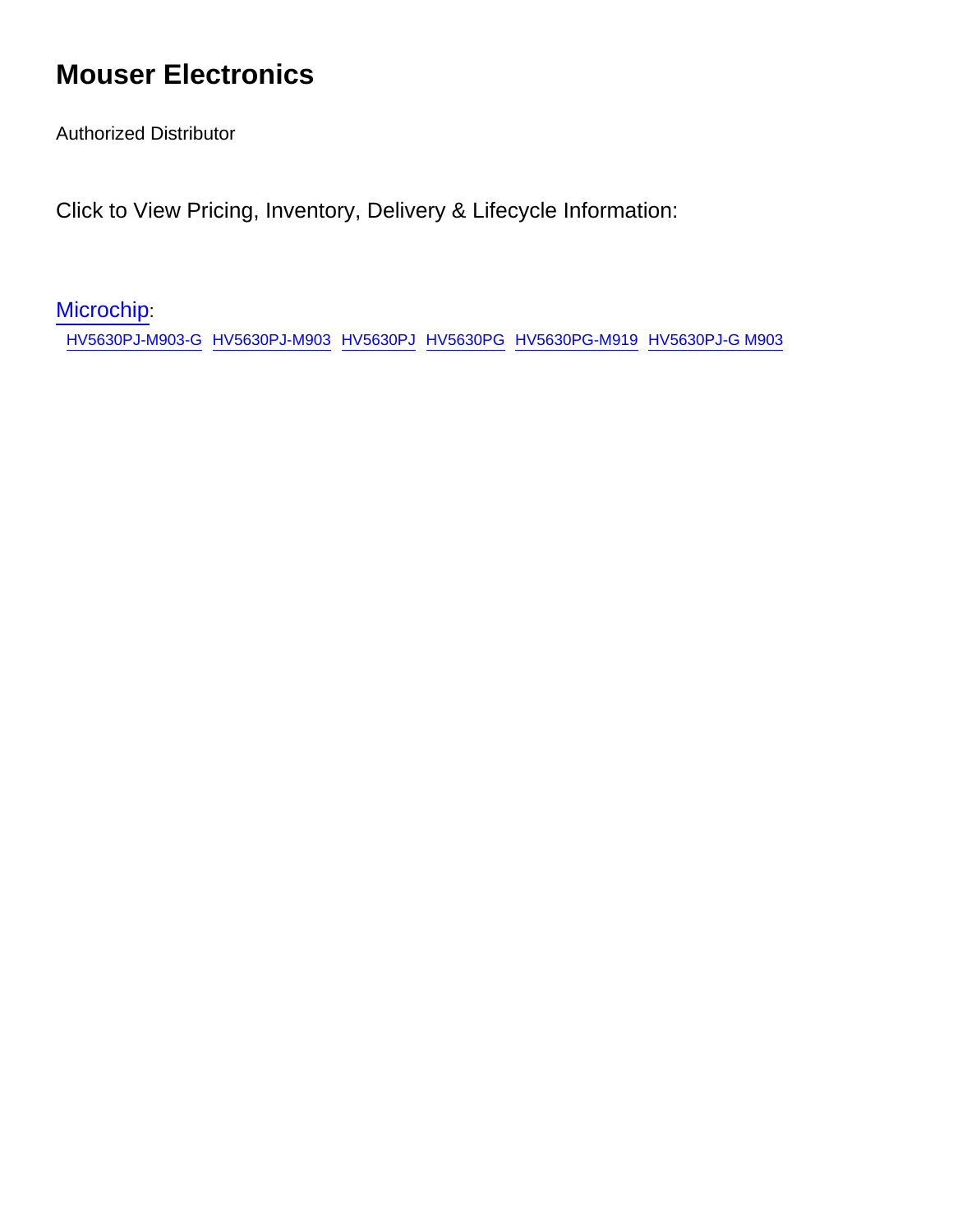# Mouser Electronics

Authorized Distributor

Click to View Pricing, Inventory, Delivery & Lifecycle Information:

Microchip:

HV5630PJ-M903-G HV5630PJ-M903 HV5630PJ HV5630PG HV5630PG-M919 HV5630PJ-G M903